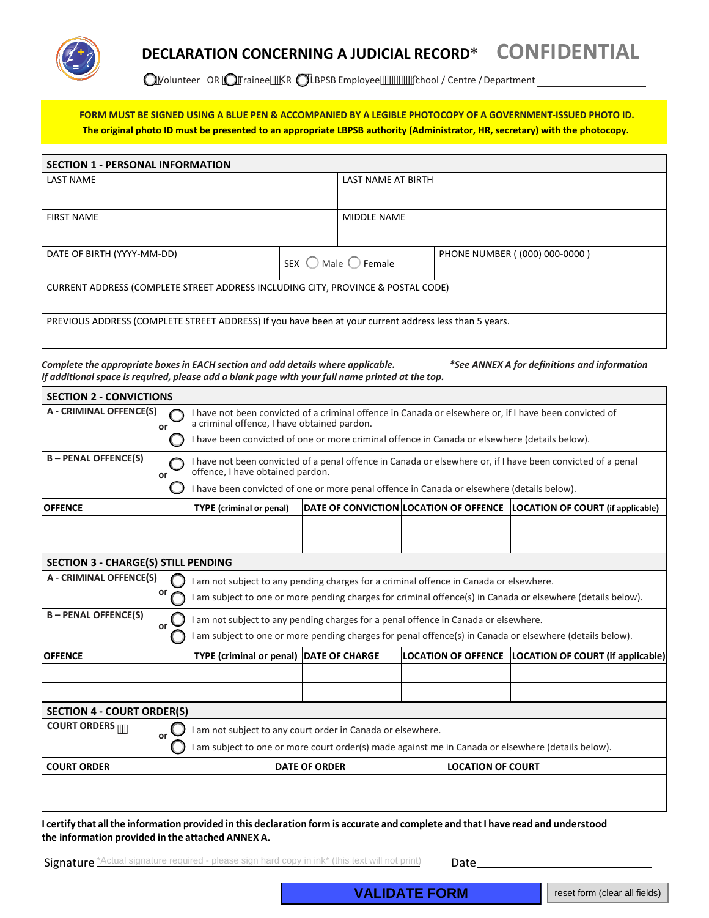# DECLARATION CONCERNING A JUDICIAL RECORD* CONFIDENTIAL

○ Volunteer OR ○ Trainee OR ○ LBPSB Employee School / Centre / Department ____________

**FORM MUST BE SIGNED USING A BLUE PEN & ACCOMPANIED BY A LEGIBLE PHOTOCOPY OF A GOVERNMENT-ISSUED PHOTO ID.**
**The original photo ID must be presented to an appropriate LBPSB authority (Administrator, HR, secretary) with the photocopy.**

## SECTION 1 - PERSONAL INFORMATION

| LAST NAME | LAST NAME AT BIRTH | |
|---|---|---|
| FIRST NAME | MIDDLE NAME | |
| DATE OF BIRTH (YYYY-MM-DD) | SEX ○ Male ○ Female | PHONE NUMBER ( (000) 000-0000 ) |
| CURRENT ADDRESS (COMPLETE STREET ADDRESS INCLUDING CITY, PROVINCE & POSTAL CODE) | | |
| PREVIOUS ADDRESS (COMPLETE STREET ADDRESS) If you have been at your current address less than 5 years. | | |

*Complete the appropriate boxes in EACH section and add details where applicable.* *\*See ANNEX A for definitions and information*
*If additional space is required, please add a blank page with your full name printed at the top.*

## SECTION 2 - CONVICTIONS

**A - CRIMINAL OFFENCE(S)**
○ I have not been convicted of a criminal offence in Canada or elsewhere or, if I have been convicted of a criminal offence, I have obtained pardon.
or
○ I have been convicted of one or more criminal offence in Canada or elsewhere (details below).

**B – PENAL OFFENCE(S)**
○ I have not been convicted of a penal offence in Canada or elsewhere or, if I have been convicted of a penal offence, I have obtained pardon.
or
○ I have been convicted of one or more penal offence in Canada or elsewhere (details below).

| OFFENCE | TYPE (criminal or penal) | DATE OF CONVICTION | LOCATION OF OFFENCE | LOCATION OF COURT (if applicable) |
|---|---|---|---|---|
| | | | | |
| | | | | |

## SECTION 3 - CHARGE(S) STILL PENDING

**A - CRIMINAL OFFENCE(S)**
○ I am not subject to any pending charges for a criminal offence in Canada or elsewhere.
or
○ I am subject to one or more pending charges for criminal offence(s) in Canada or elsewhere (details below).

**B – PENAL OFFENCE(S)**
○ I am not subject to any pending charges for a penal offence in Canada or elsewhere.
or
○ I am subject to one or more pending charges for penal offence(s) in Canada or elsewhere (details below).

| OFFENCE | TYPE (criminal or penal) | DATE OF CHARGE | LOCATION OF OFFENCE | LOCATION OF COURT (if applicable) |
|---|---|---|---|---|
| | | | | |
| | | | | |

## SECTION 4 - COURT ORDER(S)

**COURT ORDERS**
○ I am not subject to any court order in Canada or elsewhere.
or
○ I am subject to one or more court order(s) made against me in Canada or elsewhere (details below).

| COURT ORDER | DATE OF ORDER | LOCATION OF COURT |
|---|---|---|
| | | |
| | | |

**I certify that all the information provided in this declaration form is accurate and complete and that I have read and understood the information provided in the attached ANNEX A.**

Signature *Actual signature required - please sign hard copy in ink* (this text will not print) Date ____________

VALIDATE FORM reset form (clear all fields)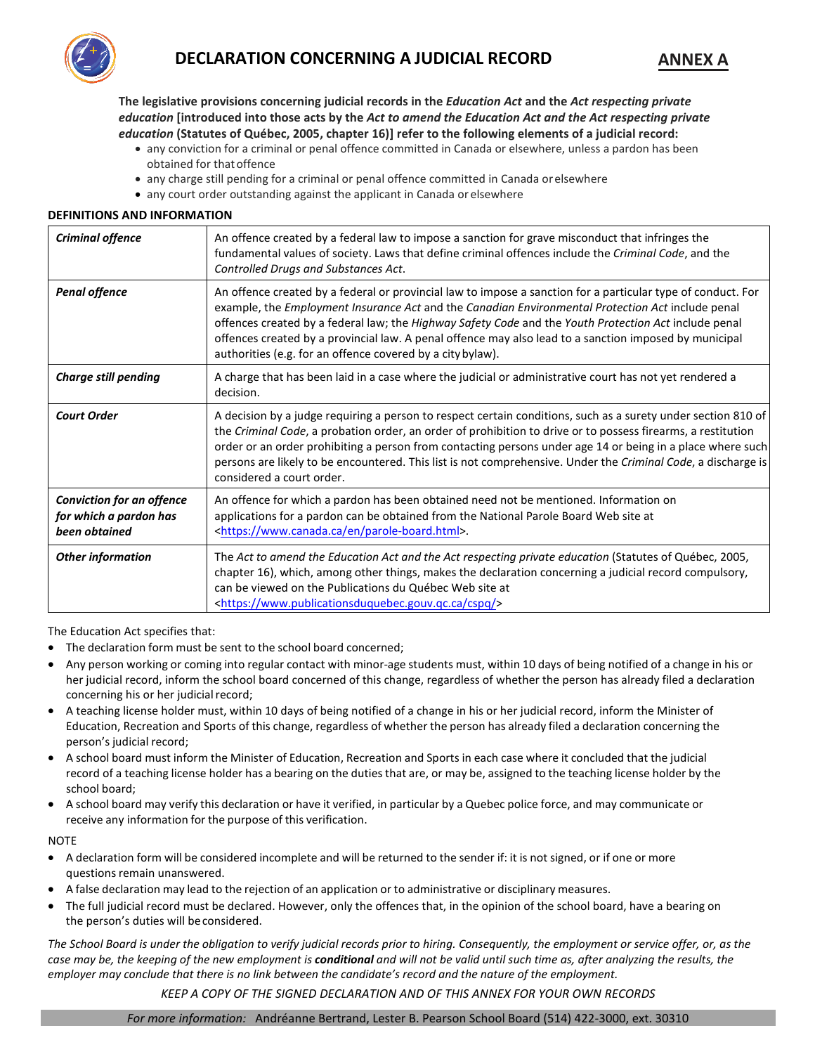# DECLARATION CONCERNING A JUDICIAL RECORD

**ANNEX A**

**The legislative provisions concerning judicial records in the *Education Act* and the *Act respecting private education* [introduced into those acts by the *Act to amend the Education Act and the Act respecting private education* (Statutes of Québec, 2005, chapter 16)] refer to the following elements of a judicial record:**

- any conviction for a criminal or penal offence committed in Canada or elsewhere, unless a pardon has been obtained for that offence
- any charge still pending for a criminal or penal offence committed in Canada or elsewhere
- any court order outstanding against the applicant in Canada or elsewhere

**DEFINITIONS AND INFORMATION**

| | |
|---|---|
| ***Criminal offence*** | An offence created by a federal law to impose a sanction for grave misconduct that infringes the fundamental values of society. Laws that define criminal offences include the *Criminal Code*, and the *Controlled Drugs and Substances Act*. |
| ***Penal offence*** | An offence created by a federal or provincial law to impose a sanction for a particular type of conduct. For example, the *Employment Insurance Act* and the *Canadian Environmental Protection Act* include penal offences created by a federal law; the *Highway Safety Code* and the *Youth Protection Act* include penal offences created by a provincial law. A penal offence may also lead to a sanction imposed by municipal authorities (e.g. for an offence covered by a city bylaw). |
| ***Charge still pending*** | A charge that has been laid in a case where the judicial or administrative court has not yet rendered a decision. |
| ***Court Order*** | A decision by a judge requiring a person to respect certain conditions, such as a surety under section 810 of the *Criminal Code*, a probation order, an order of prohibition to drive or to possess firearms, a restitution order or an order prohibiting a person from contacting persons under age 14 or being in a place where such persons are likely to be encountered. This list is not comprehensive. Under the *Criminal Code*, a discharge is considered a court order. |
| ***Conviction for an offence for which a pardon has been obtained*** | An offence for which a pardon has been obtained need not be mentioned. Information on applications for a pardon can be obtained from the National Parole Board Web site at <https://www.canada.ca/en/parole-board.html>. |
| ***Other information*** | The *Act to amend the Education Act and the Act respecting private education* (Statutes of Québec, 2005, chapter 16), which, among other things, makes the declaration concerning a judicial record compulsory, can be viewed on the Publications du Québec Web site at <https://www.publicationsduquebec.gouv.qc.ca/cspq/> |

The Education Act specifies that:

- The declaration form must be sent to the school board concerned;
- Any person working or coming into regular contact with minor-age students must, within 10 days of being notified of a change in his or her judicial record, inform the school board concerned of this change, regardless of whether the person has already filed a declaration concerning his or her judicial record;
- A teaching license holder must, within 10 days of being notified of a change in his or her judicial record, inform the Minister of Education, Recreation and Sports of this change, regardless of whether the person has already filed a declaration concerning the person's judicial record;
- A school board must inform the Minister of Education, Recreation and Sports in each case where it concluded that the judicial record of a teaching license holder has a bearing on the duties that are, or may be, assigned to the teaching license holder by the school board;
- A school board may verify this declaration or have it verified, in particular by a Quebec police force, and may communicate or receive any information for the purpose of this verification.

NOTE

- A declaration form will be considered incomplete and will be returned to the sender if: it is not signed, or if one or more questions remain unanswered.
- A false declaration may lead to the rejection of an application or to administrative or disciplinary measures.
- The full judicial record must be declared. However, only the offences that, in the opinion of the school board, have a bearing on the person's duties will be considered.

*The School Board is under the obligation to verify judicial records prior to hiring. Consequently, the employment or service offer, or, as the case may be, the keeping of the new employment is **conditional** and will not be valid until such time as, after analyzing the results, the employer may conclude that there is no link between the candidate's record and the nature of the employment.*

*KEEP A COPY OF THE SIGNED DECLARATION AND OF THIS ANNEX FOR YOUR OWN RECORDS*

*For more information:* Andréanne Bertrand, Lester B. Pearson School Board (514) 422-3000, ext. 30310